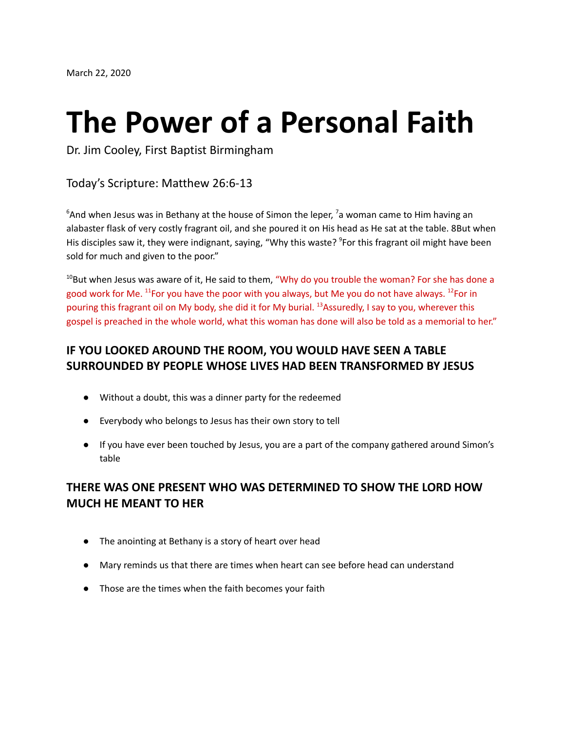March 22, 2020

# The Power of a Personal Faith

Dr. Jim Cooley, First Baptist Birmingham

## Today's Scripture: Matthew 26:6-13

[6]And when Jesus was in Bethany at the house of Simon the leper, [7]a woman came to Him having an alabaster flask of very costly fragrant oil, and she poured it on His head as He sat at the table. 8But when His disciples saw it, they were indignant, saying, "Why this waste? [9]For this fragrant oil might have been sold for much and given to the poor."

[10]But when Jesus was aware of it, He said to them, "Why do you trouble the woman? For she has done a good work for Me. [11]For you have the poor with you always, but Me you do not have always. [12]For in pouring this fragrant oil on My body, she did it for My burial. [13]Assuredly, I say to you, wherever this gospel is preached in the whole world, what this woman has done will also be told as a memorial to her."

### IF YOU LOOKED AROUND THE ROOM, YOU WOULD HAVE SEEN A TABLE SURROUNDED BY PEOPLE WHOSE LIVES HAD BEEN TRANSFORMED BY JESUS

- Without a doubt, this was a dinner party for the redeemed
- Everybody who belongs to Jesus has their own story to tell
- If you have ever been touched by Jesus, you are a part of the company gathered around Simon's table

### THERE WAS ONE PRESENT WHO WAS DETERMINED TO SHOW THE LORD HOW MUCH HE MEANT TO HER

- The anointing at Bethany is a story of heart over head
- Mary reminds us that there are times when heart can see before head can understand
- Those are the times when the faith becomes your faith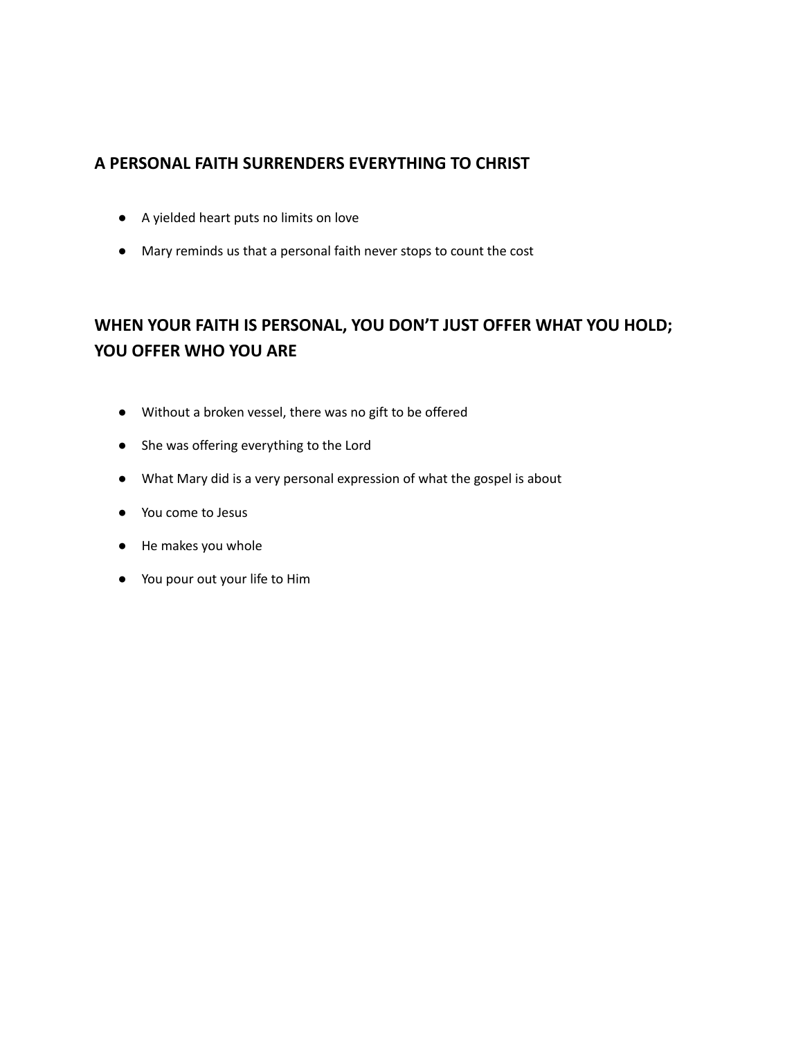### A PERSONAL FAITH SURRENDERS EVERYTHING TO CHRIST

- A yielded heart puts no limits on love
- Mary reminds us that a personal faith never stops to count the cost

## WHEN YOUR FAITH IS PERSONAL, YOU DON'T JUST OFFER WHAT YOU HOLD; YOU OFFER WHO YOU ARE

- Without a broken vessel, there was no gift to be offered
- She was offering everything to the Lord
- What Mary did is a very personal expression of what the gospel is about
- You come to Jesus
- He makes you whole
- You pour out your life to Him